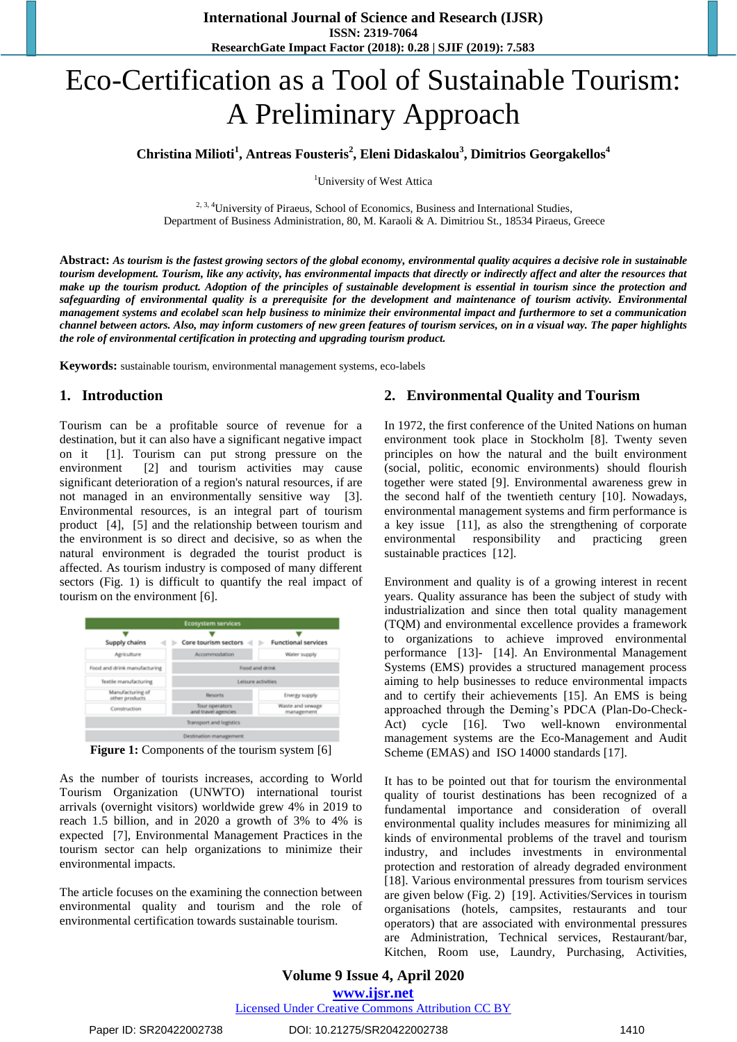# Eco-Certification as a Tool of Sustainable Tourism: A Preliminary Approach

**Christina Milioti[1], Antreas Fousteris[2], Eleni Didaskalou[3], Dimitrios Georgakellos[4]**

[1]University of West Attica

[2, 3, 4]University of Piraeus, School of Economics, Business and International Studies, Department of Business Administration, 80, M. Karaoli & A. Dimitriou St., 18534 Piraeus, Greece

**Abstract:** ***As tourism is the fastest growing sectors of the global economy, environmental quality acquires a decisive role in sustainable tourism development. Tourism, like any activity, has environmental impacts that directly or indirectly affect and alter the resources that make up the tourism product. Adoption of the principles of sustainable development is essential in tourism since the protection and safeguarding of environmental quality is a prerequisite for the development and maintenance of tourism activity. Environmental management systems and ecolabel scan help business to minimize their environmental impact and furthermore to set a communication channel between actors. Also, may inform customers of new green features of tourism services, on in a visual way. The paper highlights the role of environmental certification in protecting and upgrading tourism product.***

**Keywords:** sustainable tourism, environmental management systems, eco-labels

## 1. Introduction

Tourism can be a profitable source of revenue for a destination, but it can also have a significant negative impact on it [1]. Tourism can put strong pressure on the environment [2] and tourism activities may cause significant deterioration of a region's natural resources, if are not managed in an environmentally sensitive way [3]. Environmental resources, is an integral part of tourism product [4], [5] and the relationship between tourism and the environment is so direct and decisive, so as when the natural environment is degraded the tourist product is affected. As tourism industry is composed of many different sectors (Fig. 1) is difficult to quantify the real impact of tourism on the environment [6].

| Ecosystem services | | |
|---|---|---|
| Supply chains | Core tourism sectors | Functional services |
| Agriculture | Accommodation | Water supply |
| Food and drink manufacturing | Food and drink | |
| Textile manufacturing | Leisure activities | |
| Manufacturing of other products | Resorts | Energy supply |
| Construction | Tour operators and travel agencies | Waste and sewage management |
| Transport and logistics | | |
| Destination management | | |

**Figure 1:** Components of the tourism system [6]

As the number of tourists increases, according to World Tourism Organization (UNWTO) international tourist arrivals (overnight visitors) worldwide grew 4% in 2019 to reach 1.5 billion, and in 2020 a growth of 3% to 4% is expected [7], Environmental Management Practices in the tourism sector can help organizations to minimize their environmental impacts.

The article focuses on the examining the connection between environmental quality and tourism and the role of environmental certification towards sustainable tourism.

## 2. Environmental Quality and Tourism

In 1972, the first conference of the United Nations on human environment took place in Stockholm [8]. Twenty seven principles on how the natural and the built environment (social, politic, economic environments) should flourish together were stated [9]. Environmental awareness grew in the second half of the twentieth century [10]. Nowadays, environmental management systems and firm performance is a key issue [11], as also the strengthening of corporate environmental responsibility and practicing green sustainable practices [12].

Environment and quality is of a growing interest in recent years. Quality assurance has been the subject of study with industrialization and since then total quality management (TQM) and environmental excellence provides a framework to organizations to achieve improved environmental performance [13]- [14]. An Environmental Management Systems (EMS) provides a structured management process aiming to help businesses to reduce environmental impacts and to certify their achievements [15]. An EMS is being approached through the Deming's PDCA (Plan-Do-Check-Act) cycle [16]. Two well-known environmental management systems are the Eco-Management and Audit Scheme (EMAS) and ISO 14000 standards [17].

It has to be pointed out that for tourism the environmental quality of tourist destinations has been recognized of a fundamental importance and consideration of overall environmental quality includes measures for minimizing all kinds of environmental problems of the travel and tourism industry, and includes investments in environmental protection and restoration of already degraded environment [18]. Various environmental pressures from tourism services are given below (Fig. 2) [19]. Activities/Services in tourism organisations (hotels, campsites, restaurants and tour operators) that are associated with environmental pressures are Administration, Technical services, Restaurant/bar, Kitchen, Room use, Laundry, Purchasing, Activities,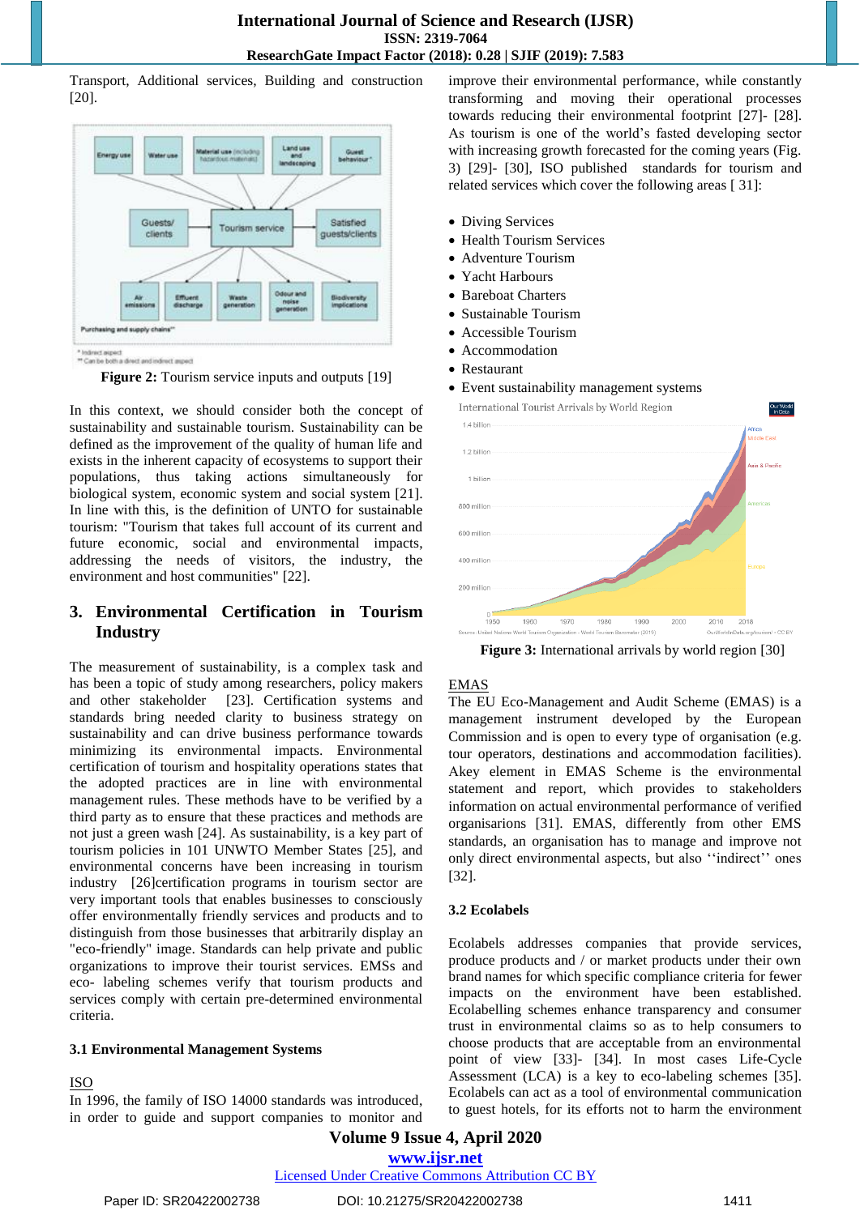Transport, Additional services, Building and construction [20].

**Figure 2:** Tourism service inputs and outputs [19]

In this context, we should consider both the concept of sustainability and sustainable tourism. Sustainability can be defined as the improvement of the quality of human life and exists in the inherent capacity of ecosystems to support their populations, thus taking actions simultaneously for biological system, economic system and social system [21]. In line with this, is the definition of UNTO for sustainable tourism: "Tourism that takes full account of its current and future economic, social and environmental impacts, addressing the needs of visitors, the industry, the environment and host communities" [22].

## 3. Environmental Certification in Tourism Industry

The measurement of sustainability, is a complex task and has been a topic of study among researchers, policy makers and other stakeholder [23]. Certification systems and standards bring needed clarity to business strategy on sustainability and can drive business performance towards minimizing its environmental impacts. Environmental certification of tourism and hospitality operations states that the adopted practices are in line with environmental management rules. These methods have to be verified by a third party as to ensure that these practices and methods are not just a green wash [24]. As sustainability, is a key part of tourism policies in 101 UNWTO Member States [25], and environmental concerns have been increasing in tourism industry [26]certification programs in tourism sector are very important tools that enables businesses to consciously offer environmentally friendly services and products and to distinguish from those businesses that arbitrarily display an "eco-friendly" image. Standards can help private and public organizations to improve their tourist services. EMSs and eco- labeling schemes verify that tourism products and services comply with certain pre-determined environmental criteria.

### 3.1 Environmental Management Systems

ISO

In 1996, the family of ISO 14000 standards was introduced, in order to guide and support companies to monitor and improve their environmental performance, while constantly transforming and moving their operational processes towards reducing their environmental footprint [27]- [28]. As tourism is one of the world's fasted developing sector with increasing growth forecasted for the coming years (Fig. 3) [29]- [30], ISO published standards for tourism and related services which cover the following areas [ 31]:

- Diving Services
- Health Tourism Services
- Adventure Tourism
- Yacht Harbours
- Bareboat Charters
- Sustainable Tourism
- Accessible Tourism
- Accommodation
- Restaurant
- Event sustainability management systems

**Figure 3:** International arrivals by world region [30]

EMAS

The EU Eco-Management and Audit Scheme (EMAS) is a management instrument developed by the European Commission and is open to every type of organisation (e.g. tour operators, destinations and accommodation facilities). Akey element in EMAS Scheme is the environmental statement and report, which provides to stakeholders information on actual environmental performance of verified organisations [31]. EMAS, differently from other EMS standards, an organisation has to manage and improve not only direct environmental aspects, but also ''indirect'' ones [32].

### 3.2 Ecolabels

Ecolabels addresses companies that provide services, produce products and / or market products under their own brand names for which specific compliance criteria for fewer impacts on the environment have been established. Ecolabelling schemes enhance transparency and consumer trust in environmental claims so as to help consumers to choose products that are acceptable from an environmental point of view [33]- [34]. In most cases Life-Cycle Assessment (LCA) is a key to eco-labeling schemes [35]. Ecolabels can act as a tool of environmental communication to guest hotels, for its efforts not to harm the environment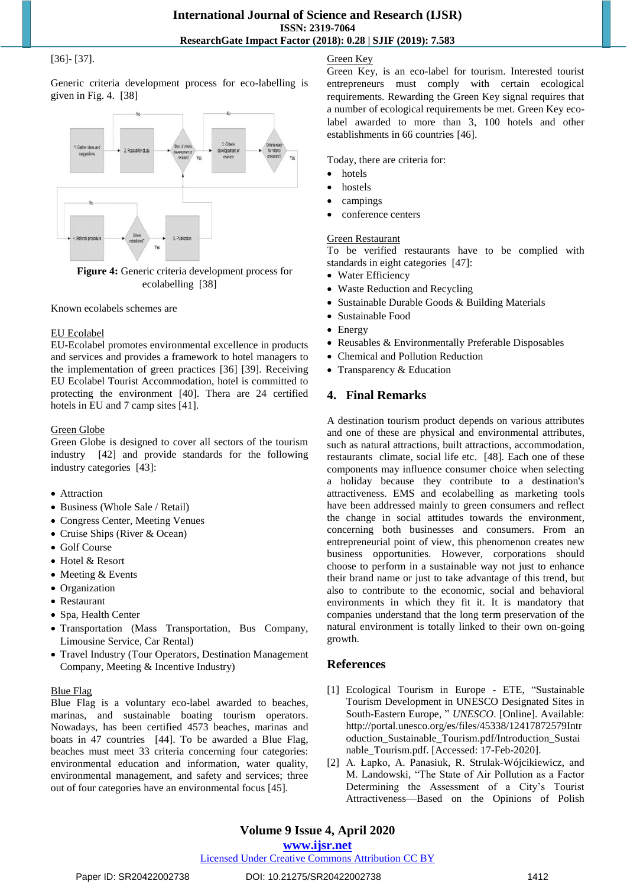[36]- [37].

Generic criteria development process for eco-labelling is given in Fig. 4. [38]

**Figure 4:** Generic criteria development process for ecolabelling [38]

Known ecolabels schemes are

EU Ecolabel
EU-Ecolabel promotes environmental excellence in products and services and provides a framework to hotel managers to the implementation of green practices [36] [39]. Receiving EU Ecolabel Tourist Accommodation, hotel is committed to protecting the environment [40]. Thera are 24 certified hotels in EU and 7 camp sites [41].

Green Globe
Green Globe is designed to cover all sectors of the tourism industry [42] and provide standards for the following industry categories [43]:

- Attraction
- Business (Whole Sale / Retail)
- Congress Center, Meeting Venues
- Cruise Ships (River & Ocean)
- Golf Course
- Hotel & Resort
- Meeting & Events
- Organization
- Restaurant
- Spa, Health Center
- Transportation (Mass Transportation, Bus Company, Limousine Service, Car Rental)
- Travel Industry (Tour Operators, Destination Management Company, Meeting & Incentive Industry)

Blue Flag
Blue Flag is a voluntary eco-label awarded to beaches, marinas, and sustainable boating tourism operators. Nowadays, has been certified 4573 beaches, marinas and boats in 47 countries [44]. To be awarded a Blue Flag, beaches must meet 33 criteria concerning four categories: environmental education and information, water quality, environmental management, and safety and services; three out of four categories have an environmental focus [45].

Green Key
Green Key, is an eco-label for tourism. Interested tourist entrepreneurs must comply with certain ecological requirements. Rewarding the Green Key signal requires that a number of ecological requirements be met. Green Key eco-label awarded to more than 3, 100 hotels and other establishments in 66 countries [46].

Today, there are criteria for:

- hotels
- hostels
- campings
- conference centers

Green Restaurant
To be verified restaurants have to be complied with standards in eight categories [47]:

- Water Efficiency
- Waste Reduction and Recycling
- Sustainable Durable Goods & Building Materials
- Sustainable Food
- Energy
- Reusables & Environmentally Preferable Disposables
- Chemical and Pollution Reduction
- Transparency & Education

## 4. Final Remarks

A destination tourism product depends on various attributes and one of these are physical and environmental attributes, such as natural attractions, built attractions, accommodation, restaurants climate, social life etc. [48]. Each one of these components may influence consumer choice when selecting a holiday because they contribute to a destination's attractiveness. EMS and ecolabelling as marketing tools have been addressed mainly to green consumers and reflect the change in social attitudes towards the environment, concerning both businesses and consumers. From an entrepreneurial point of view, this phenomenon creates new business opportunities. However, corporations should choose to perform in a sustainable way not just to enhance their brand name or just to take advantage of this trend, but also to contribute to the economic, social and behavioral environments in which they fit it. It is mandatory that companies understand that the long term preservation of the natural environment is totally linked to their own on-going growth.

## References

[1] Ecological Tourism in Europe - ETE, "Sustainable Tourism Development in UNESCO Designated Sites in South-Eastern Europe, " *UNESCO*. [Online]. Available: http://portal.unesco.org/es/files/45338/12417872579Introduction_Sustainable_Tourism.pdf/Introduction_Sustainable_Tourism.pdf. [Accessed: 17-Feb-2020].

[2] A. Łapko, A. Panasiuk, R. Strulak-Wójcikiewicz, and M. Landowski, "The State of Air Pollution as a Factor Determining the Assessment of a City's Tourist Attractiveness—Based on the Opinions of Polish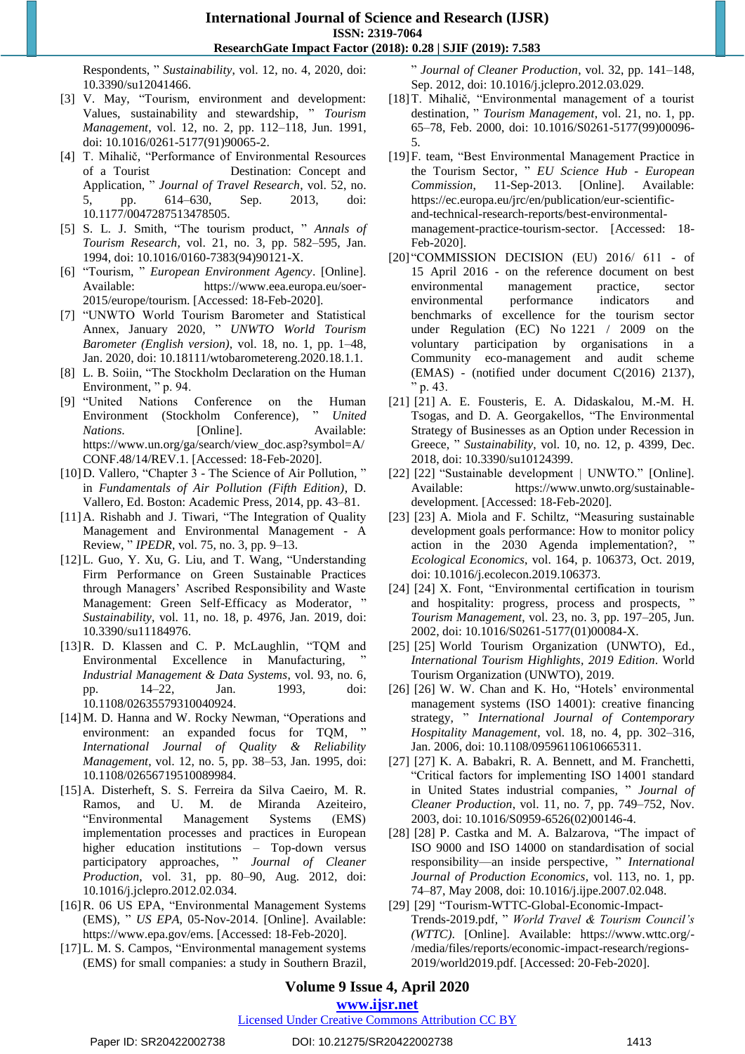Respondents, " *Sustainability*, vol. 12, no. 4, 2020, doi: 10.3390/su12041466.

[3] V. May, "Tourism, environment and development: Values, sustainability and stewardship, " *Tourism Management*, vol. 12, no. 2, pp. 112–118, Jun. 1991, doi: 10.1016/0261-5177(91)90065-2.

[4] T. Mihalič, "Performance of Environmental Resources of a Tourist Destination: Concept and Application, " *Journal of Travel Research*, vol. 52, no. 5, pp. 614–630, Sep. 2013, doi: 10.1177/0047287513478505.

[5] S. L. J. Smith, "The tourism product, " *Annals of Tourism Research*, vol. 21, no. 3, pp. 582–595, Jan. 1994, doi: 10.1016/0160-7383(94)90121-X.

[6] "Tourism, " *European Environment Agency*. [Online]. Available: https://www.eea.europa.eu/soer-2015/europe/tourism. [Accessed: 18-Feb-2020].

[7] "UNWTO World Tourism Barometer and Statistical Annex, January 2020, " *UNWTO World Tourism Barometer (English version)*, vol. 18, no. 1, pp. 1–48, Jan. 2020, doi: 10.18111/wtobarometereng.2020.18.1.1.

[8] L. B. Soiin, "The Stockholm Declaration on the Human Environment, " p. 94.

[9] "United Nations Conference on the Human Environment (Stockholm Conference), " *United Nations*. [Online]. Available: https://www.un.org/ga/search/view_doc.asp?symbol=A/CONF.48/14/REV.1. [Accessed: 18-Feb-2020].

[10] D. Vallero, "Chapter 3 - The Science of Air Pollution, " in *Fundamentals of Air Pollution (Fifth Edition)*, D. Vallero, Ed. Boston: Academic Press, 2014, pp. 43–81.

[11] A. Rishabh and J. Tiwari, "The Integration of Quality Management and Environmental Management - A Review, " *IPEDR*, vol. 75, no. 3, pp. 9–13.

[12] L. Guo, Y. Xu, G. Liu, and T. Wang, "Understanding Firm Performance on Green Sustainable Practices through Managers' Ascribed Responsibility and Waste Management: Green Self-Efficacy as Moderator, " *Sustainability*, vol. 11, no. 18, p. 4976, Jan. 2019, doi: 10.3390/su11184976.

[13] R. D. Klassen and C. P. McLaughlin, "TQM and Environmental Excellence in Manufacturing, " *Industrial Management & Data Systems*, vol. 93, no. 6, pp. 14–22, Jan. 1993, doi: 10.1108/02635579310040924.

[14] M. D. Hanna and W. Rocky Newman, "Operations and environment: an expanded focus for TQM, " *International Journal of Quality & Reliability Management*, vol. 12, no. 5, pp. 38–53, Jan. 1995, doi: 10.1108/02656719510089984.

[15] A. Disterheft, S. S. Ferreira da Silva Caeiro, M. R. Ramos, and U. M. de Miranda Azeiteiro, "Environmental Management Systems (EMS) implementation processes and practices in European higher education institutions – Top-down versus participatory approaches, " *Journal of Cleaner Production*, vol. 31, pp. 80–90, Aug. 2012, doi: 10.1016/j.jclepro.2012.02.034.

[16] R. 06 US EPA, "Environmental Management Systems (EMS), " *US EPA*, 05-Nov-2014. [Online]. Available: https://www.epa.gov/ems. [Accessed: 18-Feb-2020].

[17] L. M. S. Campos, "Environmental management systems (EMS) for small companies: a study in Southern Brazil, " *Journal of Cleaner Production*, vol. 32, pp. 141–148, Sep. 2012, doi: 10.1016/j.jclepro.2012.03.029.

[18] T. Mihalič, "Environmental management of a tourist destination, " *Tourism Management*, vol. 21, no. 1, pp. 65–78, Feb. 2000, doi: 10.1016/S0261-5177(99)00096-5.

[19] F. team, "Best Environmental Management Practice in the Tourism Sector, " *EU Science Hub - European Commission*, 11-Sep-2013. [Online]. Available: https://ec.europa.eu/jrc/en/publication/eur-scientific-and-technical-research-reports/best-environmental-management-practice-tourism-sector. [Accessed: 18-Feb-2020].

[20] "COMMISSION DECISION (EU) 2016/ 611 - of 15 April 2016 - on the reference document on best environmental management practice, sector environmental performance indicators and benchmarks of excellence for the tourism sector under Regulation (EC) No 1221 / 2009 on the voluntary participation by organisations in a Community eco-management and audit scheme (EMAS) - (notified under document C(2016) 2137), " p. 43.

[21] [21] A. E. Fousteris, E. A. Didaskalou, M.-M. H. Tsogas, and D. A. Georgakellos, "The Environmental Strategy of Businesses as an Option under Recession in Greece, " *Sustainability*, vol. 10, no. 12, p. 4399, Dec. 2018, doi: 10.3390/su10124399.

[22] [22] "Sustainable development | UNWTO." [Online]. Available: https://www.unwto.org/sustainable-development. [Accessed: 18-Feb-2020].

[23] [23] A. Miola and F. Schiltz, "Measuring sustainable development goals performance: How to monitor policy action in the 2030 Agenda implementation?, " *Ecological Economics*, vol. 164, p. 106373, Oct. 2019, doi: 10.1016/j.ecolecon.2019.106373.

[24] [24] X. Font, "Environmental certification in tourism and hospitality: progress, process and prospects, " *Tourism Management*, vol. 23, no. 3, pp. 197–205, Jun. 2002, doi: 10.1016/S0261-5177(01)00084-X.

[25] [25] World Tourism Organization (UNWTO), Ed., *International Tourism Highlights, 2019 Edition*. World Tourism Organization (UNWTO), 2019.

[26] [26] W. W. Chan and K. Ho, "Hotels' environmental management systems (ISO 14001): creative financing strategy, " *International Journal of Contemporary Hospitality Management*, vol. 18, no. 4, pp. 302–316, Jan. 2006, doi: 10.1108/09596110610665311.

[27] [27] K. A. Babakri, R. A. Bennett, and M. Franchetti, "Critical factors for implementing ISO 14001 standard in United States industrial companies, " *Journal of Cleaner Production*, vol. 11, no. 7, pp. 749–752, Nov. 2003, doi: 10.1016/S0959-6526(02)00146-4.

[28] [28] P. Castka and M. A. Balzarova, "The impact of ISO 9000 and ISO 14000 on standardisation of social responsibility—an inside perspective, " *International Journal of Production Economics*, vol. 113, no. 1, pp. 74–87, May 2008, doi: 10.1016/j.ijpe.2007.02.048.

[29] [29] "Tourism-WTTC-Global-Economic-Impact-Trends-2019.pdf, " *World Travel & Tourism Council's (WTTC)*. [Online]. Available: https://www.wttc.org/-/media/files/reports/economic-impact-research/regions-2019/world2019.pdf. [Accessed: 20-Feb-2020].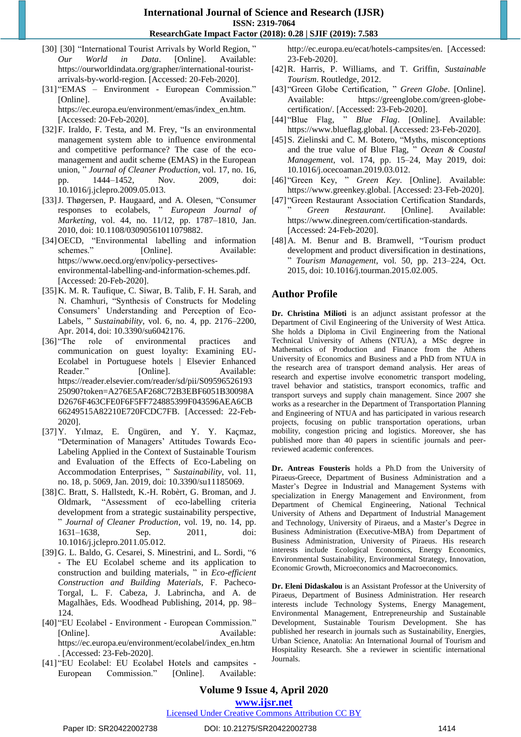[30] [30] "International Tourist Arrivals by World Region, " *Our World in Data*. [Online]. Available: https://ourworldindata.org/grapher/international-tourist-arrivals-by-world-region. [Accessed: 20-Feb-2020].

[31] "EMAS – Environment - European Commission." [Online]. Available: https://ec.europa.eu/environment/emas/index_en.htm. [Accessed: 20-Feb-2020].

[32] F. Iraldo, F. Testa, and M. Frey, "Is an environmental management system able to influence environmental and competitive performance? The case of the eco-management and audit scheme (EMAS) in the European union, " *Journal of Cleaner Production*, vol. 17, no. 16, pp. 1444–1452, Nov. 2009, doi: 10.1016/j.jclepro.2009.05.013.

[33] J. Thøgersen, P. Haugaard, and A. Olesen, "Consumer responses to ecolabels, " *European Journal of Marketing*, vol. 44, no. 11/12, pp. 1787–1810, Jan. 2010, doi: 10.1108/03090561011079882.

[34] OECD, "Environmental labelling and information schemes." [Online]. Available: https://www.oecd.org/env/policy-persectives-environmental-labelling-and-information-schemes.pdf. [Accessed: 20-Feb-2020].

[35] K. M. R. Taufique, C. Siwar, B. Talib, F. H. Sarah, and N. Chamhuri, "Synthesis of Constructs for Modeling Consumers' Understanding and Perception of Eco-Labels, " *Sustainability*, vol. 6, no. 4, pp. 2176–2200, Apr. 2014, doi: 10.3390/su6042176.

[36] "The role of environmental practices and communication on guest loyalty: Examining EU-Ecolabel in Portuguese hotels | Elsevier Enhanced Reader." [Online]. Available: https://reader.elsevier.com/reader/sd/pii/S0959652619325090?token=A276E5AF268C72B3EBF6051B30098AD2676F463CFE0F6F5FF724885399F043596AEA6CB66249515A82210E720FCDC7FB. [Accessed: 22-Feb-2020].

[37] Y. Yılmaz, E. Üngüren, and Y. Y. Kaçmaz, "Determination of Managers' Attitudes Towards Eco-Labeling Applied in the Context of Sustainable Tourism and Evaluation of the Effects of Eco-Labeling on Accommodation Enterprises, " *Sustainability*, vol. 11, no. 18, p. 5069, Jan. 2019, doi: 10.3390/su11185069.

[38] C. Bratt, S. Hallstedt, K.-H. Robèrt, G. Broman, and J. Oldmark, "Assessment of eco-labelling criteria development from a strategic sustainability perspective, " *Journal of Cleaner Production*, vol. 19, no. 14, pp. 1631–1638, Sep. 2011, doi: 10.1016/j.jclepro.2011.05.012.

[39] G. L. Baldo, G. Cesarei, S. Minestrini, and L. Sordi, "6 - The EU Ecolabel scheme and its application to construction and building materials, " in *Eco-efficient Construction and Building Materials*, F. Pacheco-Torgal, L. F. Cabeza, J. Labrincha, and A. de Magalhães, Eds. Woodhead Publishing, 2014, pp. 98–124.

[40] "EU Ecolabel - Environment - European Commission." [Online]. Available: https://ec.europa.eu/environment/ecolabel/index_en.htm. [Accessed: 23-Feb-2020].

[41] "EU Ecolabel: EU Ecolabel Hotels and campsites - European Commission." [Online]. Available: http://ec.europa.eu/ecat/hotels-campsites/en. [Accessed: 23-Feb-2020].

[42] R. Harris, P. Williams, and T. Griffin, *Sustainable Tourism*. Routledge, 2012.

[43] "Green Globe Certification, " *Green Globe*. [Online]. Available: https://greenglobe.com/green-globe-certification/. [Accessed: 23-Feb-2020].

[44] "Blue Flag, " *Blue Flag*. [Online]. Available: https://www.blueflag.global. [Accessed: 23-Feb-2020].

[45] S. Zielinski and C. M. Botero, "Myths, misconceptions and the true value of Blue Flag, " *Ocean & Coastal Management*, vol. 174, pp. 15–24, May 2019, doi: 10.1016/j.ocecoaman.2019.03.012.

[46] "Green Key, " *Green Key*. [Online]. Available: https://www.greenkey.global. [Accessed: 23-Feb-2020].

[47] "Green Restaurant Association Certification Standards, " *Green Restaurant*. [Online]. Available: https://www.dinegreen.com/certification-standards. [Accessed: 24-Feb-2020].

[48] A. M. Benur and B. Bramwell, "Tourism product development and product diversification in destinations, " *Tourism Management*, vol. 50, pp. 213–224, Oct. 2015, doi: 10.1016/j.tourman.2015.02.005.

## Author Profile

**Dr. Christina Milioti** is an adjunct assistant professor at the Department of Civil Engineering of the University of West Attica. She holds a Diploma in Civil Engineering from the National Technical University of Athens (NTUA), a MSc degree in Mathematics of Production and Finance from the Athens University of Economics and Business and a PhD from NTUA in the research area of transport demand analysis. Her areas of research and expertise involve econometric transport modeling, travel behavior and statistics, transport economics, traffic and transport surveys and supply chain management. Since 2007 she works as a researcher in the Department of Transportation Planning and Engineering of NTUA and has participated in various research projects, focusing on public transportation operations, urban mobility, congestion pricing and logistics. Moreover, she has published more than 40 papers in scientific journals and peer-reviewed academic conferences.

**Dr. Antreas Fousteris** holds a Ph.D from the University of Piraeus-Greece, Department of Business Administration and a Master's Degree in Industrial and Management Systems with specialization in Energy Management and Environment, from Department of Chemical Engineering, National Technical University of Athens and Department of Industrial Management and Technology, University of Piraeus, and a Master's Degree in Business Administration (Executive-MBA) from Department of Business Administration, University of Piraeus. His research interests include Ecological Economics, Energy Economics, Environmental Sustainability, Environmental Strategy, Innovation, Economic Growth, Microeconomics and Macroeconomics.

**Dr. Eleni Didaskalou** is an Assistant Professor at the University of Piraeus, Department of Business Administration. Her research interests include Technology Systems, Energy Management, Environmental Management, Entrepreneurship and Sustainable Development, Sustainable Tourism Development. She has published her research in journals such as Sustainability, Energies, Urban Science, Anatolia: An International Journal of Tourism and Hospitality Research. She a reviewer in scientific international Journals.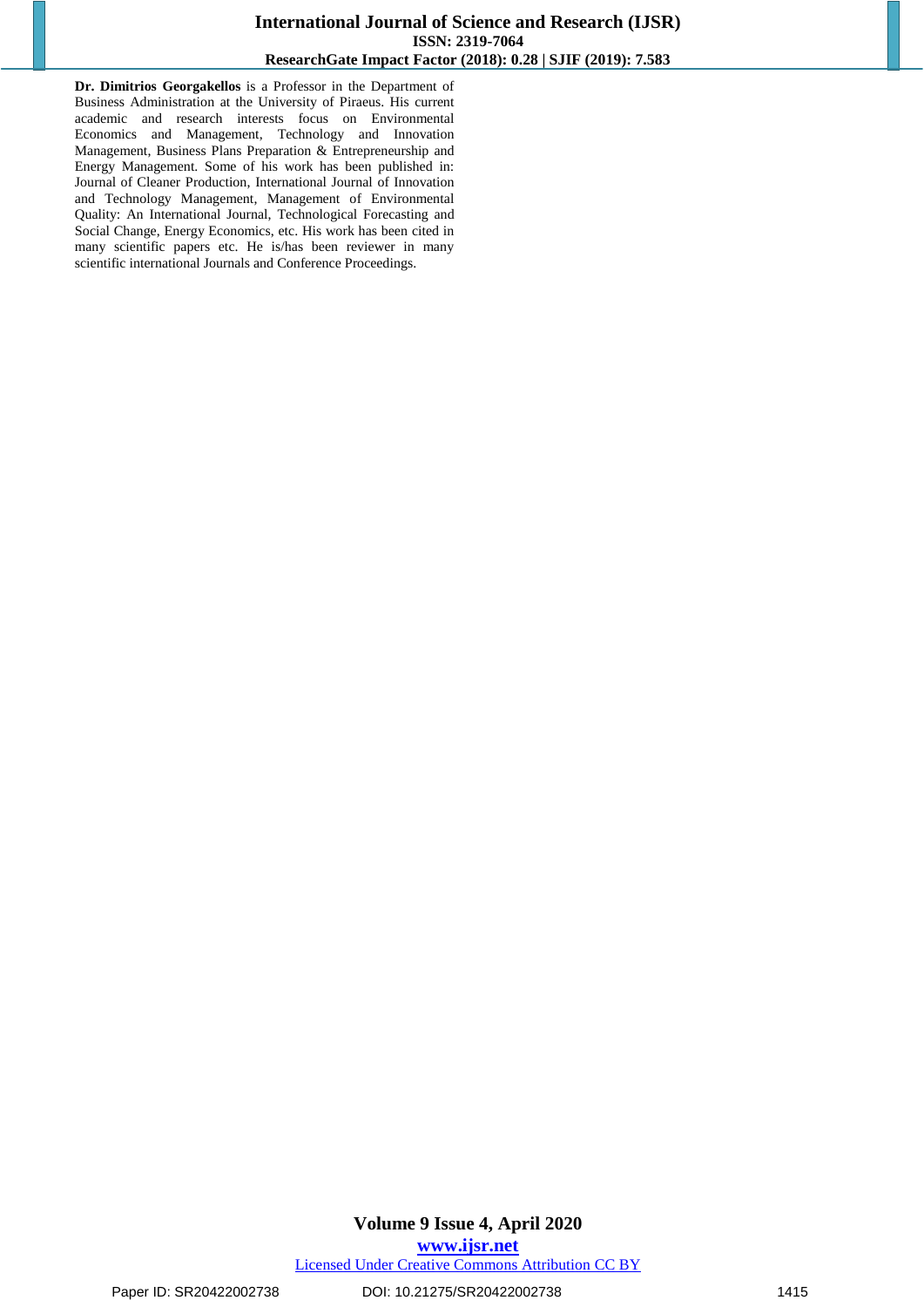**Dr. Dimitrios Georgakellos** is a Professor in the Department of Business Administration at the University of Piraeus. His current academic and research interests focus on Environmental Economics and Management, Technology and Innovation Management, Business Plans Preparation & Entrepreneurship and Energy Management. Some of his work has been published in: Journal of Cleaner Production, International Journal of Innovation and Technology Management, Management of Environmental Quality: An International Journal, Technological Forecasting and Social Change, Energy Economics, etc. His work has been cited in many scientific papers etc. He is/has been reviewer in many scientific international Journals and Conference Proceedings.